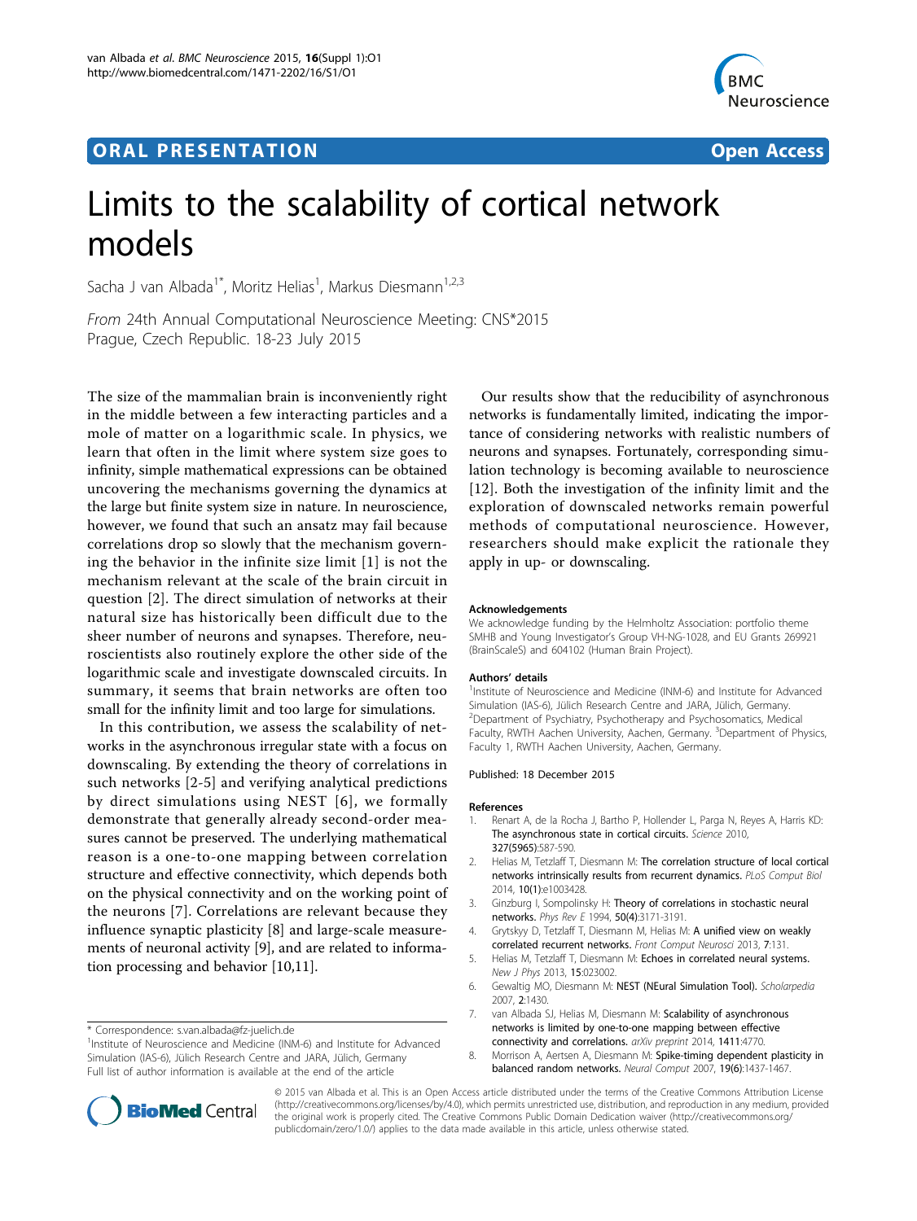ORAL PRESENTATION | Open Access

# Limits to the scalability of cortical network models

Sacha J van Albada[1*], Moritz Helias[1], Markus Diesmann[1,2,3]

*From* 24th Annual Computational Neuroscience Meeting: CNS*2015
Prague, Czech Republic. 18-23 July 2015

The size of the mammalian brain is inconveniently right in the middle between a few interacting particles and a mole of matter on a logarithmic scale. In physics, we learn that often in the limit where system size goes to infinity, simple mathematical expressions can be obtained uncovering the mechanisms governing the dynamics at the large but finite system size in nature. In neuroscience, however, we found that such an ansatz may fail because correlations drop so slowly that the mechanism governing the behavior in the infinite size limit [1] is not the mechanism relevant at the scale of the brain circuit in question [2]. The direct simulation of networks at their natural size has historically been difficult due to the sheer number of neurons and synapses. Therefore, neuroscientists also routinely explore the other side of the logarithmic scale and investigate downscaled circuits. In summary, it seems that brain networks are often too small for the infinity limit and too large for simulations.

In this contribution, we assess the scalability of networks in the asynchronous irregular state with a focus on downscaling. By extending the theory of correlations in such networks [2-5] and verifying analytical predictions by direct simulations using NEST [6], we formally demonstrate that generally already second-order measures cannot be preserved. The underlying mathematical reason is a one-to-one mapping between correlation structure and effective connectivity, which depends both on the physical connectivity and on the working point of the neurons [7]. Correlations are relevant because they influence synaptic plasticity [8] and large-scale measurements of neuronal activity [9], and are related to information processing and behavior [10,11].

Our results show that the reducibility of asynchronous networks is fundamentally limited, indicating the importance of considering networks with realistic numbers of neurons and synapses. Fortunately, corresponding simulation technology is becoming available to neuroscience [12]. Both the investigation of the infinity limit and the exploration of downscaled networks remain powerful methods of computational neuroscience. However, researchers should make explicit the rationale they apply in up- or downscaling.

#### Acknowledgements

We acknowledge funding by the Helmholtz Association: portfolio theme SMHB and Young Investigator's Group VH-NG-1028, and EU Grants 269921 (BrainScaleS) and 604102 (Human Brain Project).

#### Authors' details

[1]Institute of Neuroscience and Medicine (INM-6) and Institute for Advanced Simulation (IAS-6), Jülich Research Centre and JARA, Jülich, Germany. [2]Department of Psychiatry, Psychotherapy and Psychosomatics, Medical Faculty, RWTH Aachen University, Aachen, Germany. [3]Department of Physics, Faculty 1, RWTH Aachen University, Aachen, Germany.

Published: 18 December 2015

#### References

1. Renart A, de la Rocha J, Bartho P, Hollender L, Parga N, Reyes A, Harris KD: **The asynchronous state in cortical circuits.** *Science* 2010, **327(5965)**:587-590.
2. Helias M, Tetzlaff T, Diesmann M: **The correlation structure of local cortical networks intrinsically results from recurrent dynamics.** *PLoS Comput Biol* 2014, **10(1)**:e1003428.
3. Ginzburg I, Sompolinsky H: **Theory of correlations in stochastic neural networks.** *Phys Rev E* 1994, **50(4)**:3171-3191.
4. Grytskyy D, Tetzlaff T, Diesmann M, Helias M: **A unified view on weakly correlated recurrent networks.** *Front Comput Neurosci* 2013, **7**:131.
5. Helias M, Tetzlaff T, Diesmann M: **Echoes in correlated neural systems.** *New J Phys* 2013, **15**:023002.
6. Gewaltig MO, Diesmann M: **NEST (NEural Simulation Tool).** *Scholarpedia* 2007, **2**:1430.
7. van Albada SJ, Helias M, Diesmann M: **Scalability of asynchronous networks is limited by one-to-one mapping between effective connectivity and correlations.** *arXiv preprint* 2014, **1411**:4770.
8. Morrison A, Aertsen A, Diesmann M: **Spike-timing dependent plasticity in balanced random networks.** *Neural Comput* 2007, **19(6)**:1437-1467.

\* Correspondence: s.van.albada@fz-juelich.de
[1]Institute of Neuroscience and Medicine (INM-6) and Institute for Advanced Simulation (IAS-6), Jülich Research Centre and JARA, Jülich, Germany
Full list of author information is available at the end of the article

© 2015 van Albada et al. This is an Open Access article distributed under the terms of the Creative Commons Attribution License (http://creativecommons.org/licenses/by/4.0), which permits unrestricted use, distribution, and reproduction in any medium, provided the original work is properly cited. The Creative Commons Public Domain Dedication waiver (http://creativecommons.org/publicdomain/zero/1.0/) applies to the data made available in this article, unless otherwise stated.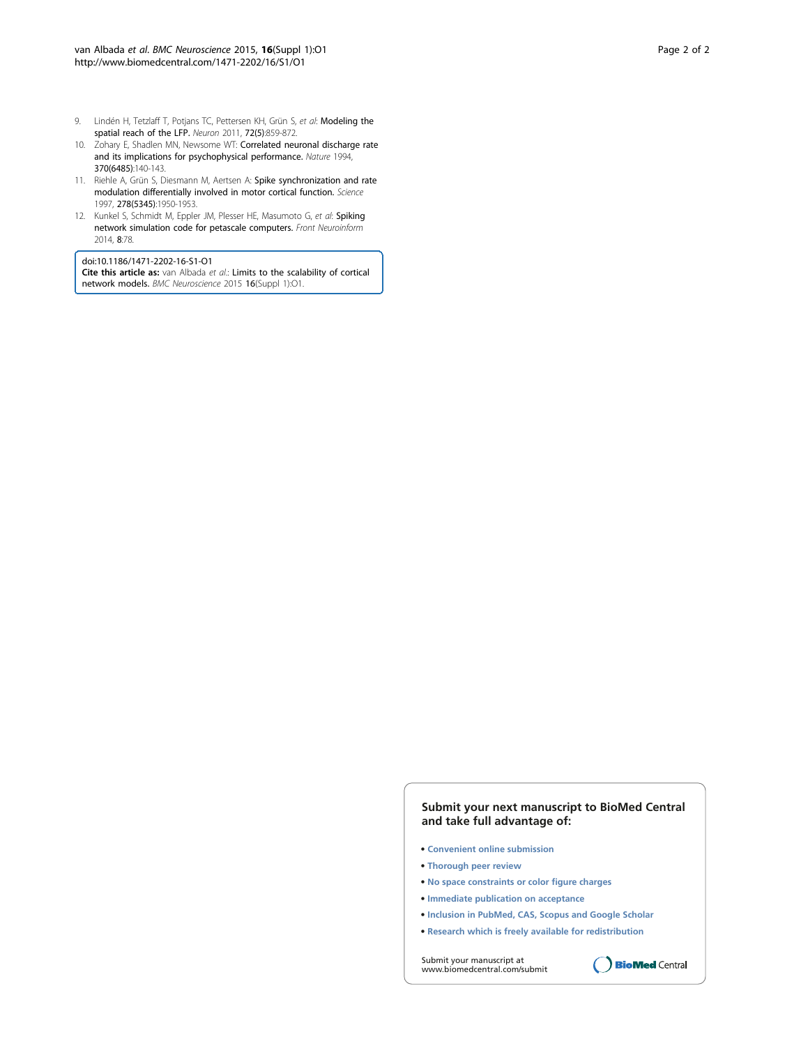9. Lindén H, Tetzlaff T, Potjans TC, Pettersen KH, Grün S, *et al*: **Modeling the spatial reach of the LFP.** *Neuron* 2011, **72(5)**:859-872.
10. Zohary E, Shadlen MN, Newsome WT: **Correlated neuronal discharge rate and its implications for psychophysical performance.** *Nature* 1994, **370(6485)**:140-143.
11. Riehle A, Grün S, Diesmann M, Aertsen A: **Spike synchronization and rate modulation differentially involved in motor cortical function.** *Science* 1997, **278(5345)**:1950-1953.
12. Kunkel S, Schmidt M, Eppler JM, Plesser HE, Masumoto G, *et al*: **Spiking network simulation code for petascale computers.** *Front Neuroinform* 2014, **8**:78.

doi:10.1186/1471-2202-16-S1-O1
**Cite this article as:** van Albada *et al.*: **Limits to the scalability of cortical network models.** *BMC Neuroscience* 2015 **16**(Suppl 1):O1.

**Submit your next manuscript to BioMed Central and take full advantage of:**

- **Convenient online submission**
- **Thorough peer review**
- **No space constraints or color figure charges**
- **Immediate publication on acceptance**
- **Inclusion in PubMed, CAS, Scopus and Google Scholar**
- **Research which is freely available for redistribution**

Submit your manuscript at
www.biomedcentral.com/submit

BioMed Central